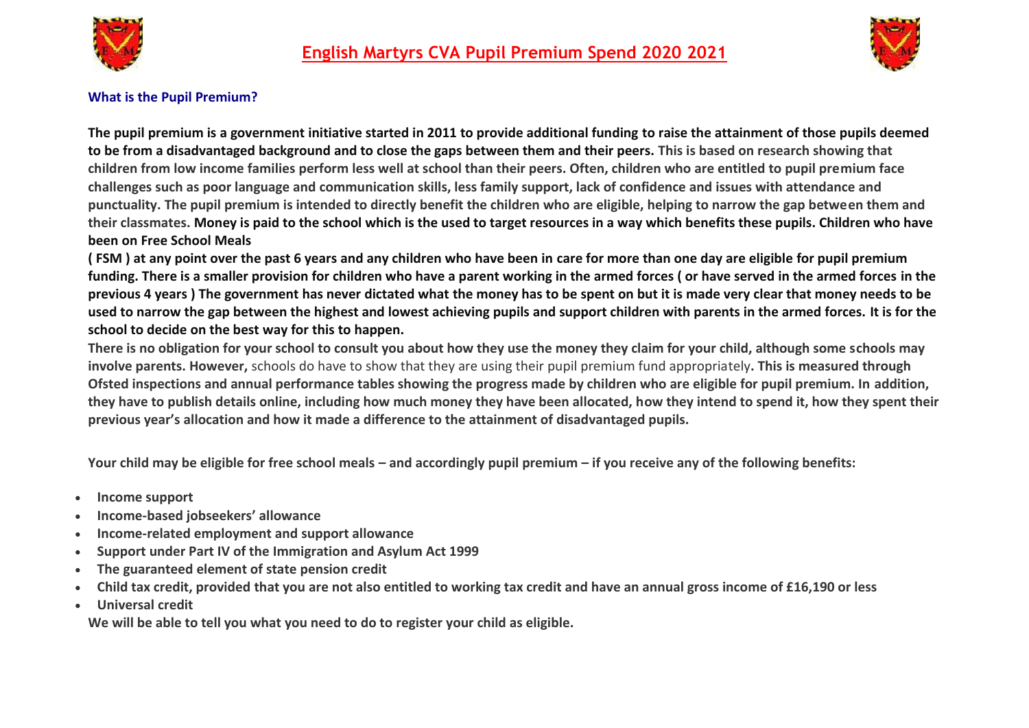# English Martyrs CVA Pupil Premium Spend 2020 2021

## What is the Pupil Premium?

**The pupil premium is a government initiative started in 2011 to provide additional funding to raise the attainment of those pupils deemed to be from a disadvantaged background and to close the gaps between them and their peers.** This is based on research showing that children from low income families perform less well at school than their peers. Often, children who are entitled to pupil premium face challenges such as poor language and communication skills, less family support, lack of confidence and issues with attendance and punctuality. The pupil premium is intended to directly benefit the children who are eligible, helping to narrow the gap between them and their classmates. **Money is paid to the school which is the used to target resources in a way which benefits these pupils. Children who have been on Free School Meals**

**( FSM ) at any point over the past 6 years and any children who have been in care for more than one day are eligible for pupil premium funding. There is a smaller provision for children who have a parent working in the armed forces ( or have served in the armed forces in the previous 4 years ) The government has never dictated what the money has to be spent on but it is made very clear that money needs to be used to narrow the gap between the highest and lowest achieving pupils and support children with parents in the armed forces. It is for the school to decide on the best way for this to happen.**

**There is no obligation for your school to consult you about how they use the money they claim for your child, although some schools may involve parents. However,** schools do have to show that they are using their pupil premium fund appropriately**. This is measured through Ofsted inspections and annual performance tables showing the progress made by children who are eligible for pupil premium. In addition, they have to publish details online, including how much money they have been allocated, how they intend to spend it, how they spent their previous year's allocation and how it made a difference to the attainment of disadvantaged pupils.**

**Your child may be eligible for free school meals – and accordingly pupil premium – if you receive any of the following benefits:**

- **Income support**
- **Income-based jobseekers' allowance**
- **Income-related employment and support allowance**
- **Support under Part IV of the Immigration and Asylum Act 1999**
- **The guaranteed element of state pension credit**
- **Child tax credit, provided that you are not also entitled to working tax credit and have an annual gross income of £16,190 or less**
- **Universal credit**

**We will be able to tell you what you need to do to register your child as eligible.**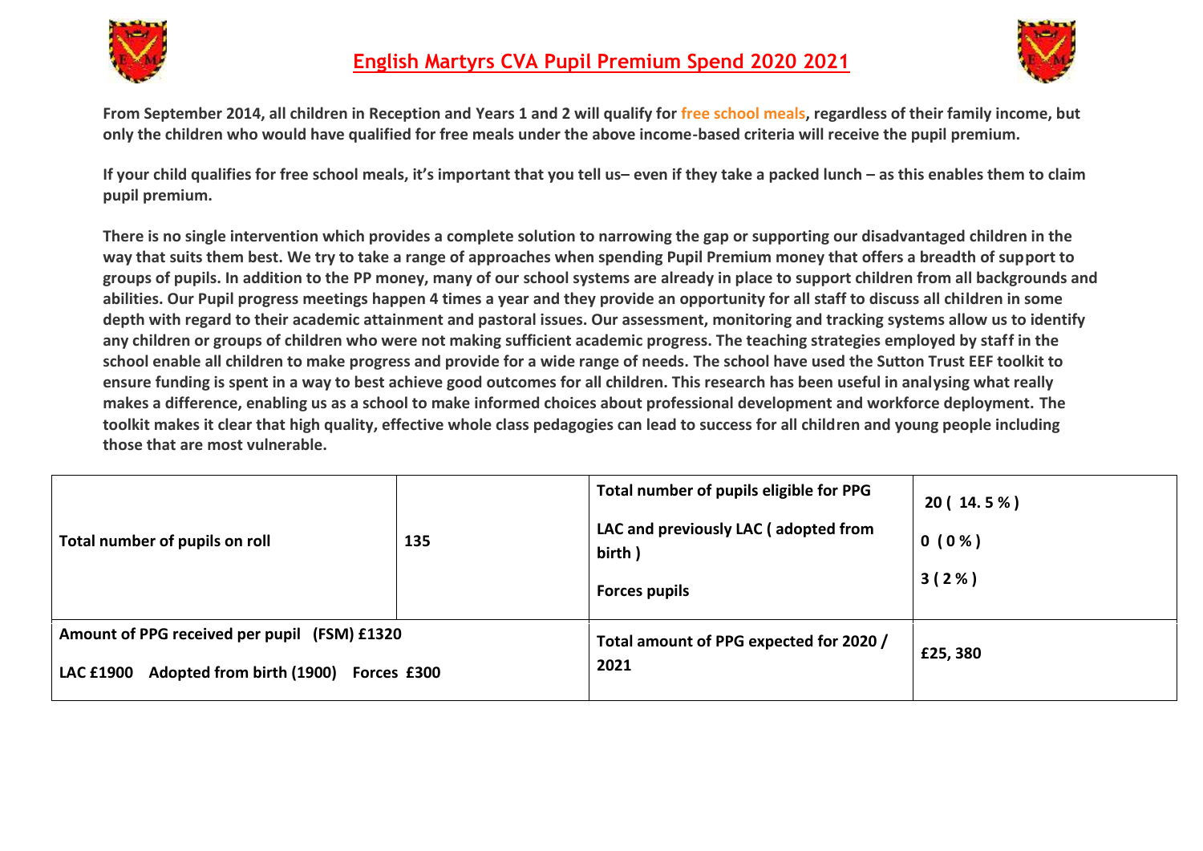# English Martyrs CVA Pupil Premium Spend 2020 2021

**From September 2014, all children in Reception and Years 1 and 2 will qualify for free school meals, regardless of their family income, but only the children who would have qualified for free meals under the above income-based criteria will receive the pupil premium.**

**If your child qualifies for free school meals, it's important that you tell us– even if they take a packed lunch – as this enables them to claim pupil premium.**

**There is no single intervention which provides a complete solution to narrowing the gap or supporting our disadvantaged children in the way that suits them best. We try to take a range of approaches when spending Pupil Premium money that offers a breadth of support to groups of pupils. In addition to the PP money, many of our school systems are already in place to support children from all backgrounds and abilities. Our Pupil progress meetings happen 4 times a year and they provide an opportunity for all staff to discuss all children in some depth with regard to their academic attainment and pastoral issues. Our assessment, monitoring and tracking systems allow us to identify any children or groups of children who were not making sufficient academic progress. The teaching strategies employed by staff in the school enable all children to make progress and provide for a wide range of needs. The school have used the Sutton Trust EEF toolkit to ensure funding is spent in a way to best achieve good outcomes for all children. This research has been useful in analysing what really makes a difference, enabling us as a school to make informed choices about professional development and workforce deployment. The toolkit makes it clear that high quality, effective whole class pedagogies can lead to success for all children and young people including those that are most vulnerable.**

| | | | |
|---|---|---|---|
| **Total number of pupils on roll** | **135** | **Total number of pupils eligible for PPG**<br>**LAC and previously LAC ( adopted from birth )**<br>**Forces pupils** | **20 ( 14. 5 % )**<br>**0 ( 0 % )**<br>**3 ( 2 % )** |
| **Amount of PPG received per pupil (FSM) £1320**<br>**LAC £1900 Adopted from birth (1900) Forces £300** | | **Total amount of PPG expected for 2020 / 2021** | **£25, 380** |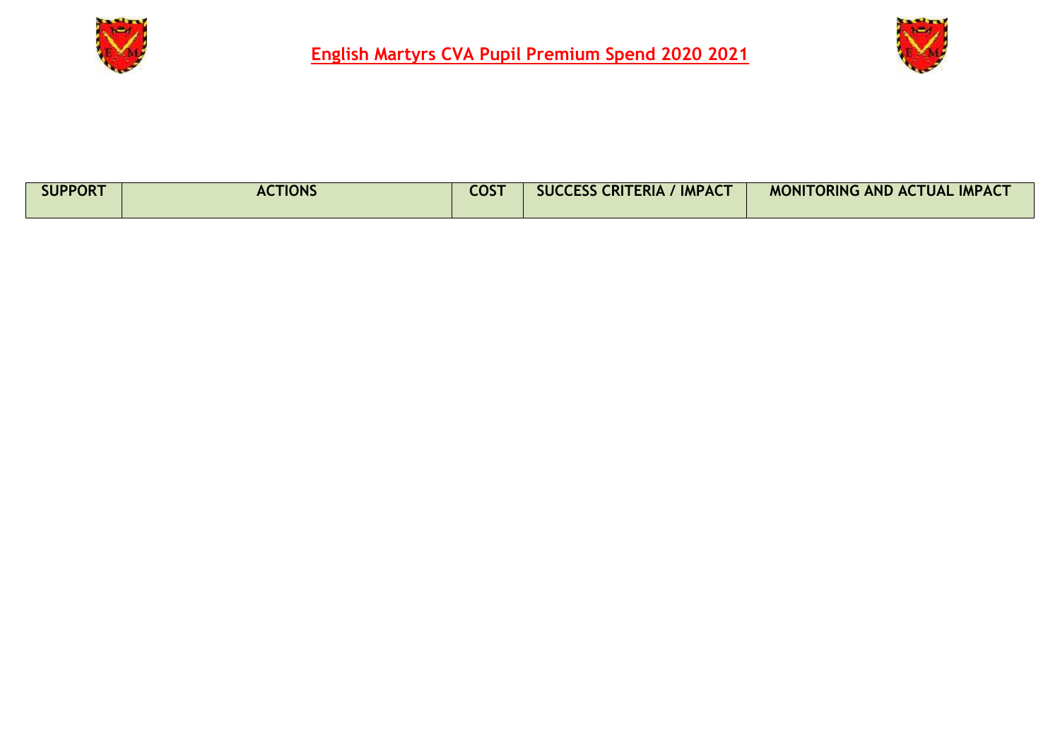# English Martyrs CVA Pupil Premium Spend 2020 2021

| SUPPORT | ACTIONS | COST | SUCCESS CRITERIA / IMPACT | MONITORING AND ACTUAL IMPACT |
| --- | --- | --- | --- | --- |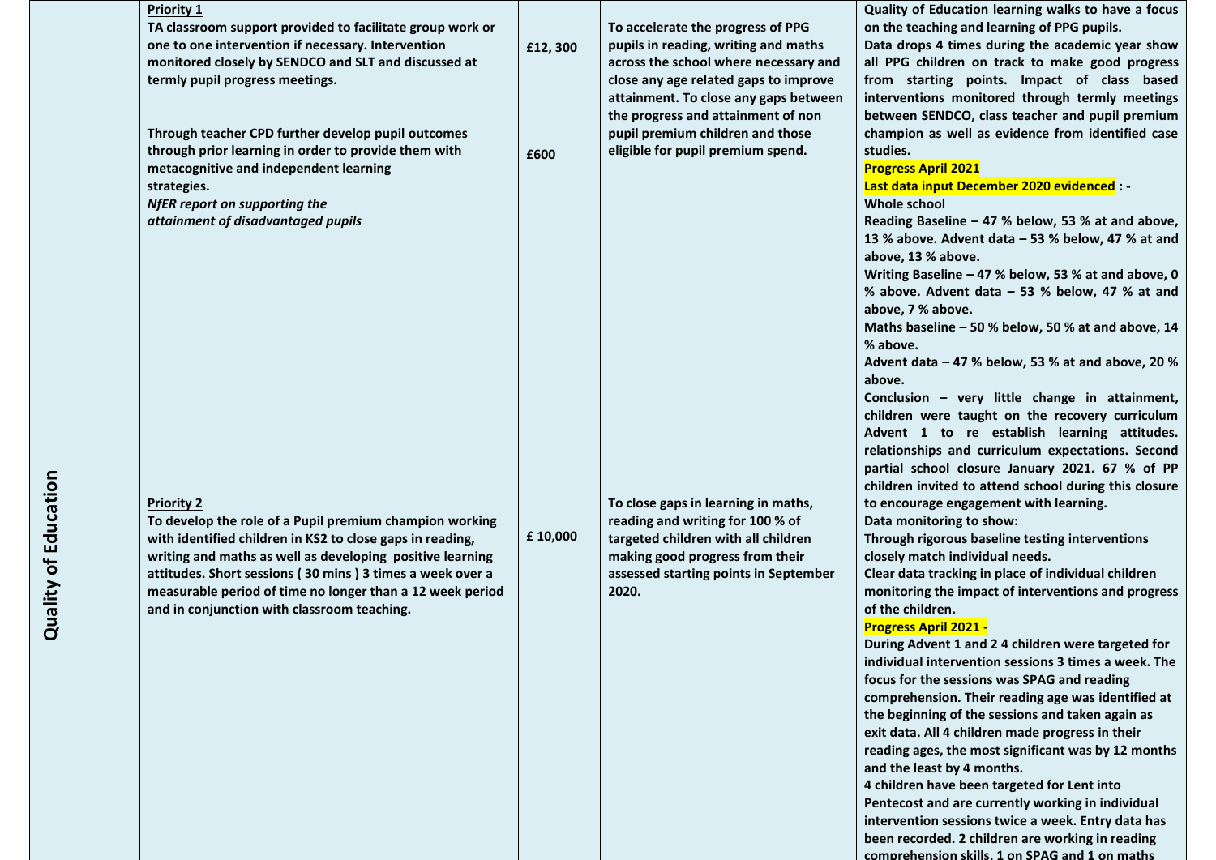| Quality of Education | Priority 1 | | | |
|---|---|---|---|---|
| | **Priority 1**<br>**TA classroom support provided to facilitate group work or one to one intervention if necessary. Intervention monitored closely by SENDCO and SLT and discussed at termly pupil progress meetings.**<br><br>**Through teacher CPD further develop pupil outcomes through prior learning in order to provide them with metacognitive and independent learning strategies.**<br>***NfER report on supporting the attainment of disadvantaged pupils*** | **£12, 300**<br><br>**£600** | **To accelerate the progress of PPG pupils in reading, writing and maths across the school where necessary and close any age related gaps to improve attainment. To close any gaps between the progress and attainment of non pupil premium children and those eligible for pupil premium spend.** | **Quality of Education learning walks to have a focus on the teaching and learning of PPG pupils.**<br>**Data drops 4 times during the academic year show all PPG children on track to make good progress from starting points. Impact of class based interventions monitored through termly meetings between SENDCO, class teacher and pupil premium champion as well as evidence from identified case studies.**<br>**Progress April 2021**<br>**Last data input December 2020 evidenced : -**<br>**Whole school**<br>**Reading Baseline – 47 % below, 53 % at and above, 13 % above. Advent data – 53 % below, 47 % at and above, 13 % above.**<br>**Writing Baseline – 47 % below, 53 % at and above, 0 % above. Advent data – 53 % below, 47 % at and above, 7 % above.**<br>**Maths baseline – 50 % below, 50 % at and above, 14 % above.**<br>**Advent data – 47 % below, 53 % at and above, 20 % above.**<br>**Conclusion – very little change in attainment, children were taught on the recovery curriculum Advent 1 to re establish learning attitudes. relationships and curriculum expectations. Second partial school closure January 2021. 67 % of PP children invited to attend school during this closure to encourage engagement with learning.** |
| | **Priority 2**<br>**To develop the role of a Pupil premium champion working with identified children in KS2 to close gaps in reading, writing and maths as well as developing positive learning attitudes. Short sessions ( 30 mins ) 3 times a week over a measurable period of time no longer than a 12 week period and in conjunction with classroom teaching.** | **£ 10,000** | **To close gaps in learning in maths, reading and writing for 100 % of targeted children with all children making good progress from their assessed starting points in September 2020.** | **Data monitoring to show:**<br>**Through rigorous baseline testing interventions closely match individual needs.**<br>**Clear data tracking in place of individual children monitoring the impact of interventions and progress of the children.**<br>**Progress April 2021 -**<br>**During Advent 1 and 2 4 children were targeted for individual intervention sessions 3 times a week. The focus for the sessions was SPAG and reading comprehension. Their reading age was identified at the beginning of the sessions and taken again as exit data. All 4 children made progress in their reading ages, the most significant was by 12 months and the least by 4 months.**<br>**4 children have been targeted for Lent into Pentecost and are currently working in individual intervention sessions twice a week. Entry data has been recorded. 2 children are working in reading comprehension skills, 1 on SPAG and 1 on maths** |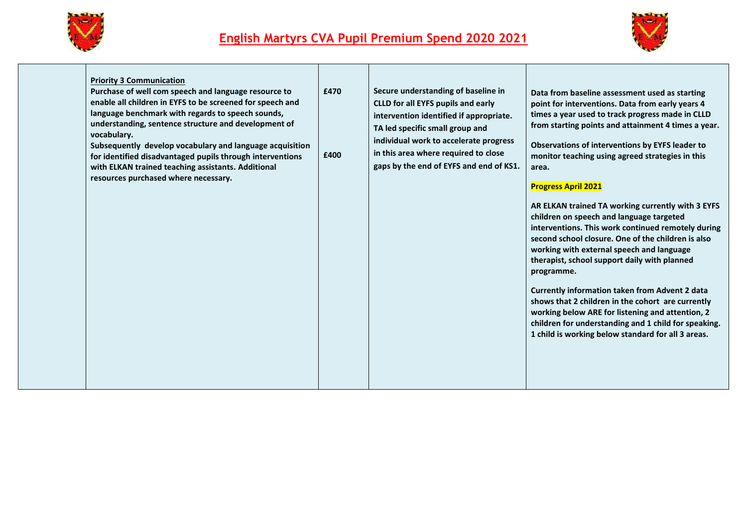# English Martyrs CVA Pupil Premium Spend 2020 2021

| | | | | |
|---|---|---|---|---|
| | **<u>Priority 3 Communication</u>**<br>**Purchase of well com speech and language resource to enable all children in EYFS to be screened for speech and language benchmark with regards to speech sounds, understanding, sentence structure and development of vocabulary.**<br>**Subsequently develop vocabulary and language acquisition for identified disadvantaged pupils through interventions with ELKAN trained teaching assistants. Additional resources purchased where necessary.** | **£470**<br><br>**£400** | **Secure understanding of baseline in CLLD for all EYFS pupils and early intervention identified if appropriate. TA led specific small group and individual work to accelerate progress in this area where required to close gaps by the end of EYFS and end of KS1.** | **Data from baseline assessment used as starting point for interventions. Data from early years 4 times a year used to track progress made in CLLD from starting points and attainment 4 times a year.**<br><br>**Observations of interventions by EYFS leader to monitor teaching using agreed strategies in this area.**<br><br>**Progress April 2021**<br><br>**AR ELKAN trained TA working currently with 3 EYFS children on speech and language targeted interventions. This work continued remotely during second school closure. One of the children is also working with external speech and language therapist, school support daily with planned programme.**<br><br>**Currently information taken from Advent 2 data shows that 2 children in the cohort are currently working below ARE for listening and attention, 2 children for understanding and 1 child for speaking. 1 child is working below standard for all 3 areas.** |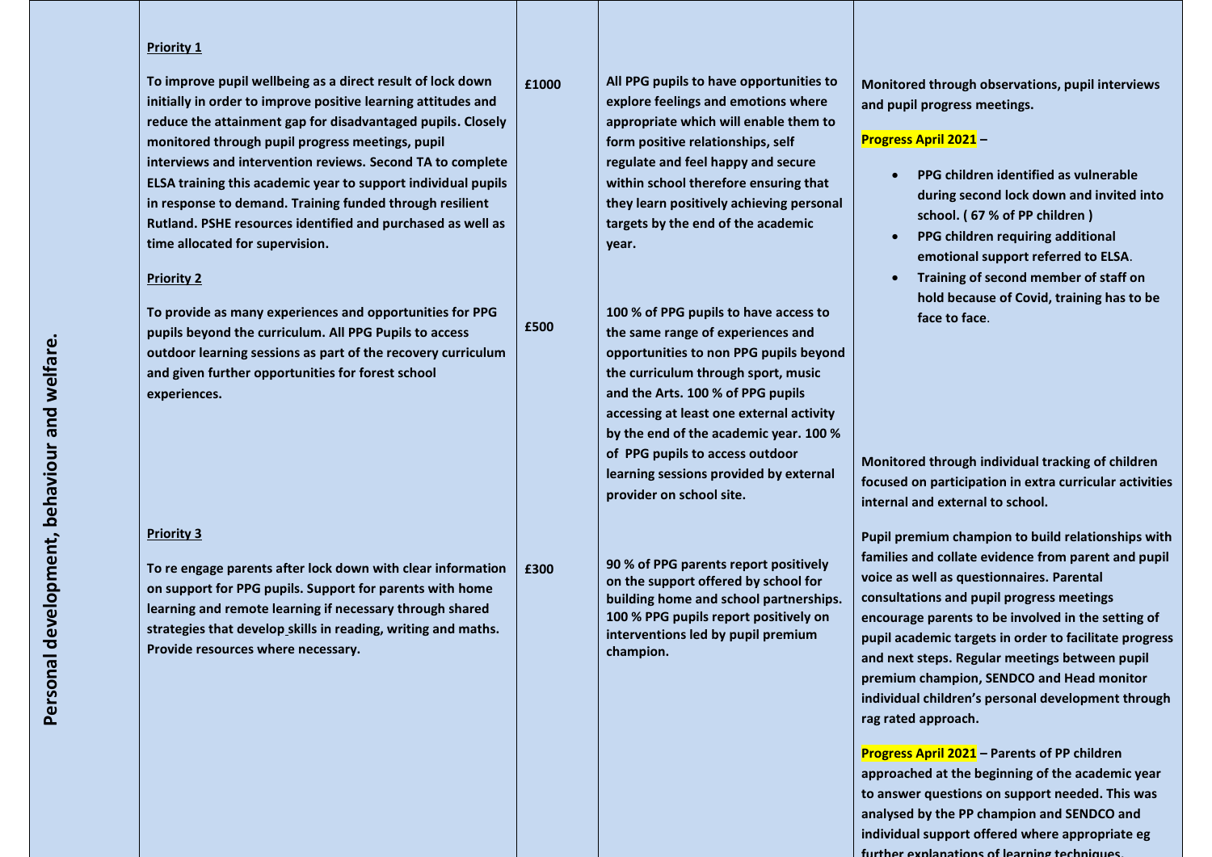| Personal development, behaviour and welfare. | **Priority 1**<br><br>**To improve pupil wellbeing as a direct result of lock down initially in order to improve positive learning attitudes and reduce the attainment gap for disadvantaged pupils. Closely monitored through pupil progress meetings, pupil interviews and intervention reviews. Second TA to complete ELSA training this academic year to support individual pupils in response to demand. Training funded through resilient Rutland. PSHE resources identified and purchased as well as time allocated for supervision.** | **£1000** | **All PPG pupils to have opportunities to explore feelings and emotions where appropriate which will enable them to form positive relationships, self regulate and feel happy and secure within school therefore ensuring that they learn positively achieving personal targets by the end of the academic year.** | **Monitored through observations, pupil interviews and pupil progress meetings.**<br><br>**Progress April 2021 –**<br><br>• **PPG children identified as vulnerable during second lock down and invited into school. ( 67 % of PP children )**<br>• **PPG children requiring additional emotional support referred to ELSA.**<br>• **Training of second member of staff on hold because of Covid, training has to be face to face.** |
|---|---|---|---|---|
| | **Priority 2**<br><br>**To provide as many experiences and opportunities for PPG pupils beyond the curriculum. All PPG Pupils to access outdoor learning sessions as part of the recovery curriculum and given further opportunities for forest school experiences.** | **£500** | **100 % of PPG pupils to have access to the same range of experiences and opportunities to non PPG pupils beyond the curriculum through sport, music and the Arts. 100 % of PPG pupils accessing at least one external activity by the end of the academic year. 100 % of PPG pupils to access outdoor learning sessions provided by external provider on school site.** | **Monitored through individual tracking of children focused on participation in extra curricular activities internal and external to school.** |
| | **Priority 3**<br><br>**To re engage parents after lock down with clear information on support for PPG pupils. Support for parents with home learning and remote learning if necessary through shared strategies that develop skills in reading, writing and maths. Provide resources where necessary.** | **£300** | **90 % of PPG parents report positively on the support offered by school for building home and school partnerships. 100 % PPG pupils report positively on interventions led by pupil premium champion.** | **Pupil premium champion to build relationships with families and collate evidence from parent and pupil voice as well as questionnaires. Parental consultations and pupil progress meetings encourage parents to be involved in the setting of pupil academic targets in order to facilitate progress and next steps. Regular meetings between pupil premium champion, SENDCO and Head monitor individual children's personal development through rag rated approach.**<br><br>**Progress April 2021 – Parents of PP children approached at the beginning of the academic year to answer questions on support needed. This was analysed by the PP champion and SENDCO and individual support offered where appropriate eg further explanations of learning techniques.** |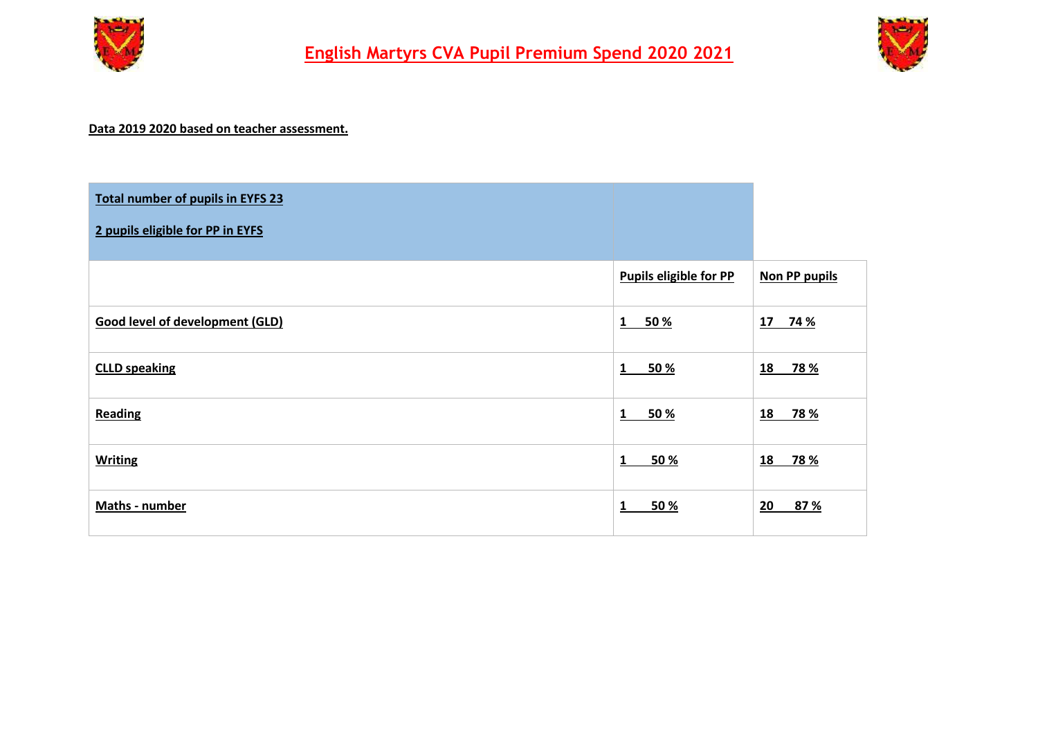# English Martyrs CVA Pupil Premium Spend 2020 2021

**Data 2019 2020 based on teacher assessment.**

| **Total number of pupils in EYFS 23**<br><br>**2 pupils eligible for PP in EYFS** | | |
|---|---|---|
| | **Pupils eligible for PP** | **Non PP pupils** |
| **Good level of development (GLD)** | **1 50 %** | **17 74 %** |
| **CLLD speaking** | **1 50 %** | **18 78 %** |
| **Reading** | **1 50 %** | **18 78 %** |
| **Writing** | **1 50 %** | **18 78 %** |
| **Maths - number** | **1 50 %** | **20 87 %** |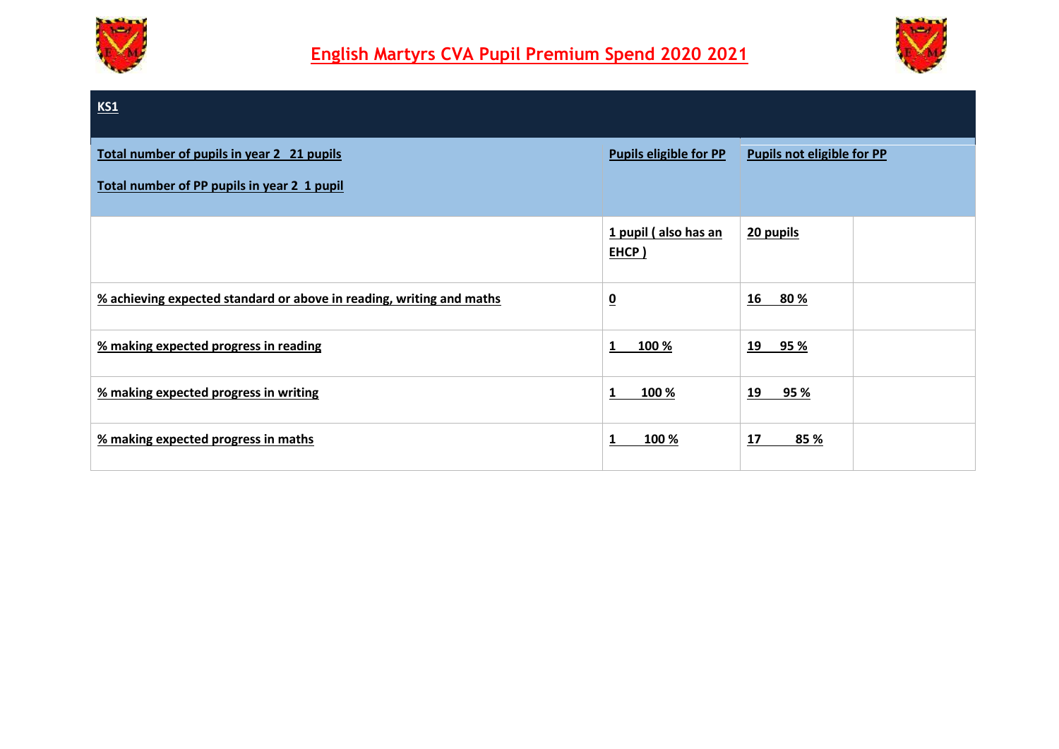# English Martyrs CVA Pupil Premium Spend 2020 2021

| **KS1** | | | |
|---|---|---|---|
| **Total number of pupils in year 2 21 pupils**<br><br>**Total number of PP pupils in year 2 1 pupil** | **Pupils eligible for PP** | **Pupils not eligible for PP** | |
| | **1 pupil ( also has an EHCP )** | **20 pupils** | |
| **% achieving expected standard or above in reading, writing and maths** | **0** | **16 80 %** | |
| **% making expected progress in reading** | **1 100 %** | **19 95 %** | |
| **% making expected progress in writing** | **1 100 %** | **19 95 %** | |
| **% making expected progress in maths** | **1 100 %** | **17 85 %** | |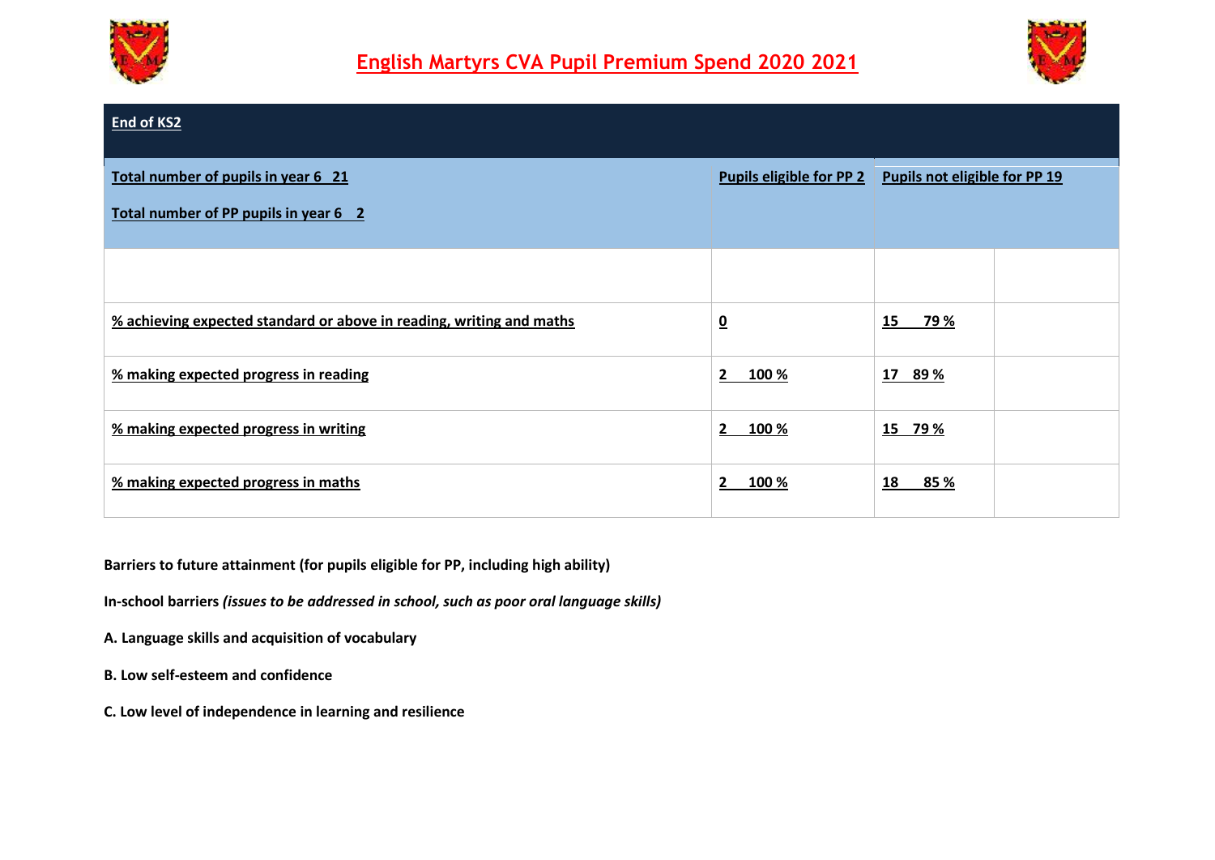# English Martyrs CVA Pupil Premium Spend 2020 2021

| End of KS2 | | | |
|---|---|---|---|
| Total number of pupils in year 6 21<br><br>Total number of PP pupils in year 6 2 | Pupils eligible for PP 2 | Pupils not eligible for PP 19 | |
| | | | |
| % achieving expected standard or above in reading, writing and maths | 0 | 15 79 % | |
| % making expected progress in reading | 2 100 % | 17 89 % | |
| % making expected progress in writing | 2 100 % | 15 79 % | |
| % making expected progress in maths | 2 100 % | 18 85 % | |

**Barriers to future attainment (for pupils eligible for PP, including high ability)**

**In-school barriers *(issues to be addressed in school, such as poor oral language skills)***

**A. Language skills and acquisition of vocabulary**

**B. Low self-esteem and confidence**

**C. Low level of independence in learning and resilience**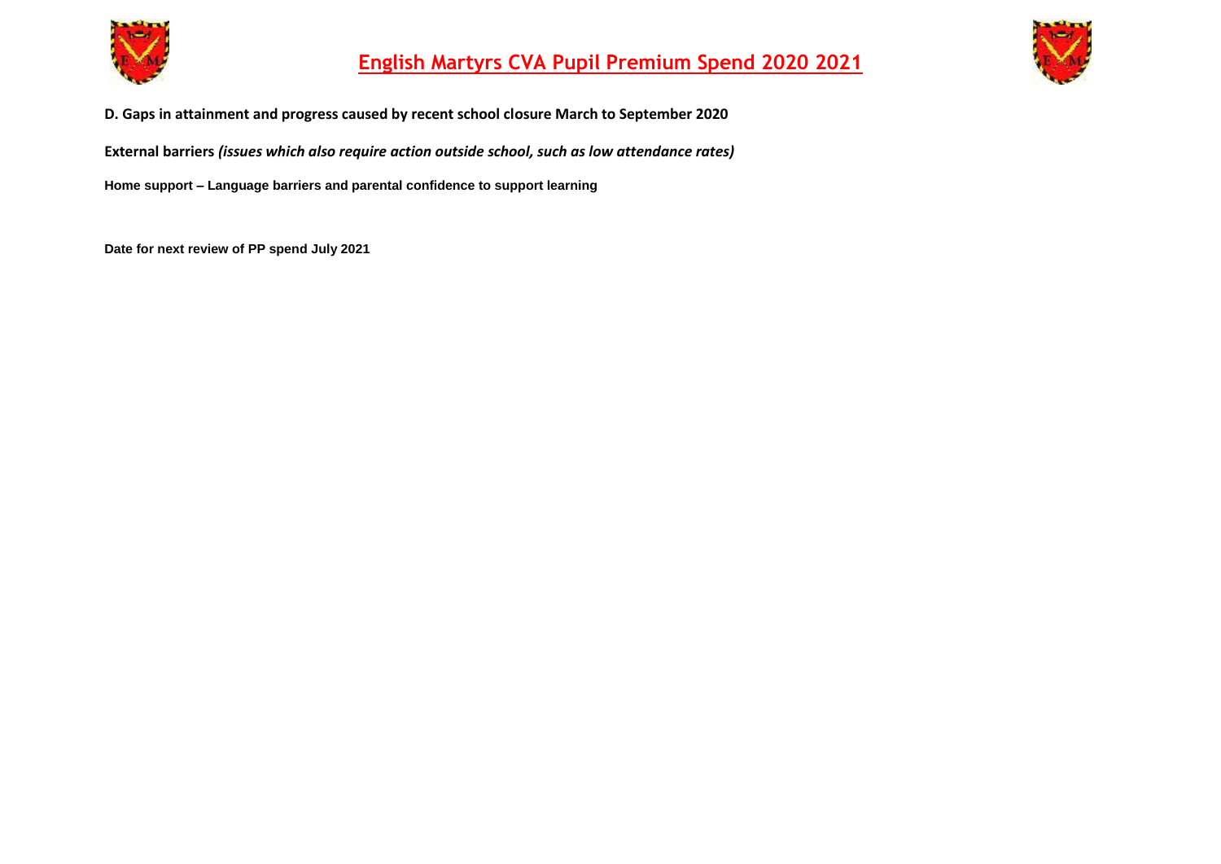**D. Gaps in attainment and progress caused by recent school closure March to September 2020**

**External barriers** ***(issues which also require action outside school, such as low attendance rates)***

**Home support – Language barriers and parental confidence to support learning**

**Date for next review of PP spend July 2021**